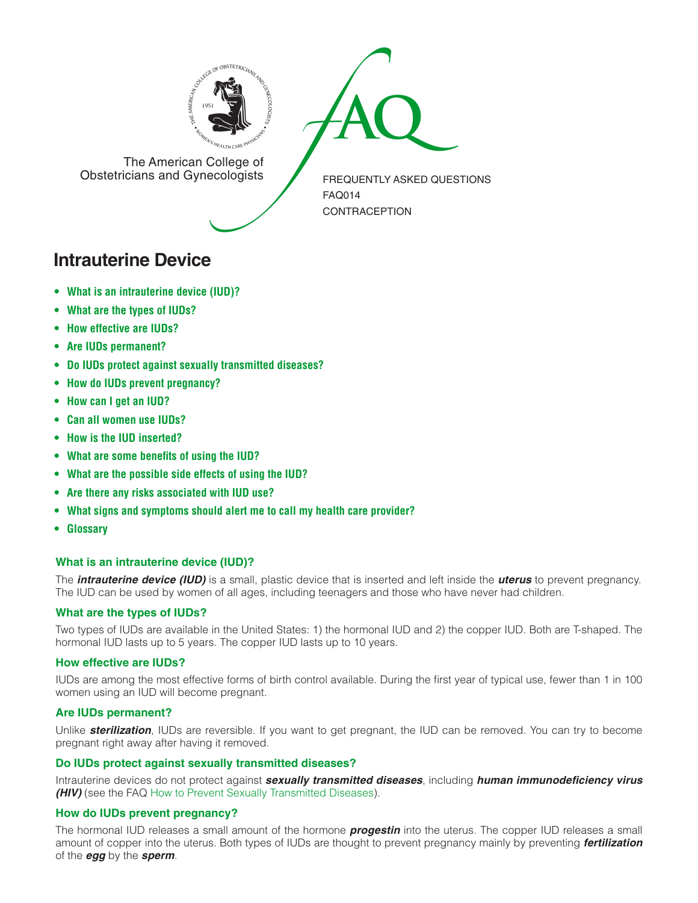The American College of Obstetricians and Gynecologists

FREQUENTLY ASKED QUESTIONS
FAQ014
CONTRACEPTION

# Intrauterine Device

- **What is an intrauterine device (IUD)?**
- **What are the types of IUDs?**
- **How effective are IUDs?**
- **Are IUDs permanent?**
- **Do IUDs protect against sexually transmitted diseases?**
- **How do IUDs prevent pregnancy?**
- **How can I get an IUD?**
- **Can all women use IUDs?**
- **How is the IUD inserted?**
- **What are some benefits of using the IUD?**
- **What are the possible side effects of using the IUD?**
- **Are there any risks associated with IUD use?**
- **What signs and symptoms should alert me to call my health care provider?**
- **Glossary**

### What is an intrauterine device (IUD)?

The ***intrauterine device (IUD)*** is a small, plastic device that is inserted and left inside the ***uterus*** to prevent pregnancy. The IUD can be used by women of all ages, including teenagers and those who have never had children.

### What are the types of IUDs?

Two types of IUDs are available in the United States: 1) the hormonal IUD and 2) the copper IUD. Both are T-shaped. The hormonal IUD lasts up to 5 years. The copper IUD lasts up to 10 years.

### How effective are IUDs?

IUDs are among the most effective forms of birth control available. During the first year of typical use, fewer than 1 in 100 women using an IUD will become pregnant.

### Are IUDs permanent?

Unlike ***sterilization***, IUDs are reversible. If you want to get pregnant, the IUD can be removed. You can try to become pregnant right away after having it removed.

### Do IUDs protect against sexually transmitted diseases?

Intrauterine devices do not protect against ***sexually transmitted diseases***, including ***human immunodeficiency virus (HIV)*** (see the FAQ How to Prevent Sexually Transmitted Diseases).

### How do IUDs prevent pregnancy?

The hormonal IUD releases a small amount of the hormone ***progestin*** into the uterus. The copper IUD releases a small amount of copper into the uterus. Both types of IUDs are thought to prevent pregnancy mainly by preventing ***fertilization*** of the ***egg*** by the ***sperm***.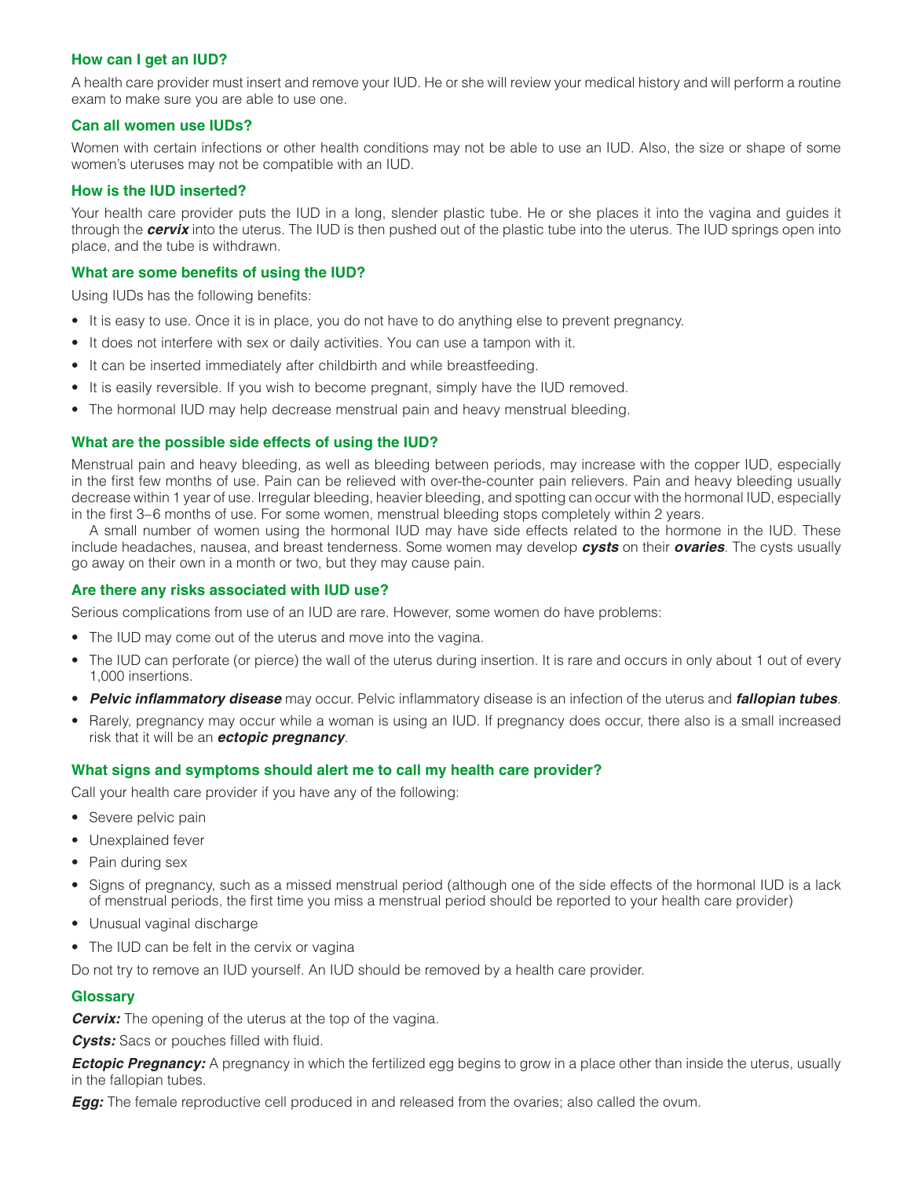### How can I get an IUD?

A health care provider must insert and remove your IUD. He or she will review your medical history and will perform a routine exam to make sure you are able to use one.

### Can all women use IUDs?

Women with certain infections or other health conditions may not be able to use an IUD. Also, the size or shape of some women's uteruses may not be compatible with an IUD.

### How is the IUD inserted?

Your health care provider puts the IUD in a long, slender plastic tube. He or she places it into the vagina and guides it through the ***cervix*** into the uterus. The IUD is then pushed out of the plastic tube into the uterus. The IUD springs open into place, and the tube is withdrawn.

### What are some benefits of using the IUD?

Using IUDs has the following benefits:

- It is easy to use. Once it is in place, you do not have to do anything else to prevent pregnancy.
- It does not interfere with sex or daily activities. You can use a tampon with it.
- It can be inserted immediately after childbirth and while breastfeeding.
- It is easily reversible. If you wish to become pregnant, simply have the IUD removed.
- The hormonal IUD may help decrease menstrual pain and heavy menstrual bleeding.

### What are the possible side effects of using the IUD?

Menstrual pain and heavy bleeding, as well as bleeding between periods, may increase with the copper IUD, especially in the first few months of use. Pain can be relieved with over-the-counter pain relievers. Pain and heavy bleeding usually decrease within 1 year of use. Irregular bleeding, heavier bleeding, and spotting can occur with the hormonal IUD, especially in the first 3–6 months of use. For some women, menstrual bleeding stops completely within 2 years.

A small number of women using the hormonal IUD may have side effects related to the hormone in the IUD. These include headaches, nausea, and breast tenderness. Some women may develop ***cysts*** on their ***ovaries***. The cysts usually go away on their own in a month or two, but they may cause pain.

### Are there any risks associated with IUD use?

Serious complications from use of an IUD are rare. However, some women do have problems:

- The IUD may come out of the uterus and move into the vagina.
- The IUD can perforate (or pierce) the wall of the uterus during insertion. It is rare and occurs in only about 1 out of every 1,000 insertions.
- ***Pelvic inflammatory disease*** may occur. Pelvic inflammatory disease is an infection of the uterus and ***fallopian tubes***.
- Rarely, pregnancy may occur while a woman is using an IUD. If pregnancy does occur, there also is a small increased risk that it will be an ***ectopic pregnancy***.

### What signs and symptoms should alert me to call my health care provider?

Call your health care provider if you have any of the following:

- Severe pelvic pain
- Unexplained fever
- Pain during sex
- Signs of pregnancy, such as a missed menstrual period (although one of the side effects of the hormonal IUD is a lack of menstrual periods, the first time you miss a menstrual period should be reported to your health care provider)
- Unusual vaginal discharge
- The IUD can be felt in the cervix or vagina

Do not try to remove an IUD yourself. An IUD should be removed by a health care provider.

### Glossary

***Cervix:*** The opening of the uterus at the top of the vagina.

***Cysts:*** Sacs or pouches filled with fluid.

***Ectopic Pregnancy:*** A pregnancy in which the fertilized egg begins to grow in a place other than inside the uterus, usually in the fallopian tubes.

***Egg:*** The female reproductive cell produced in and released from the ovaries; also called the ovum.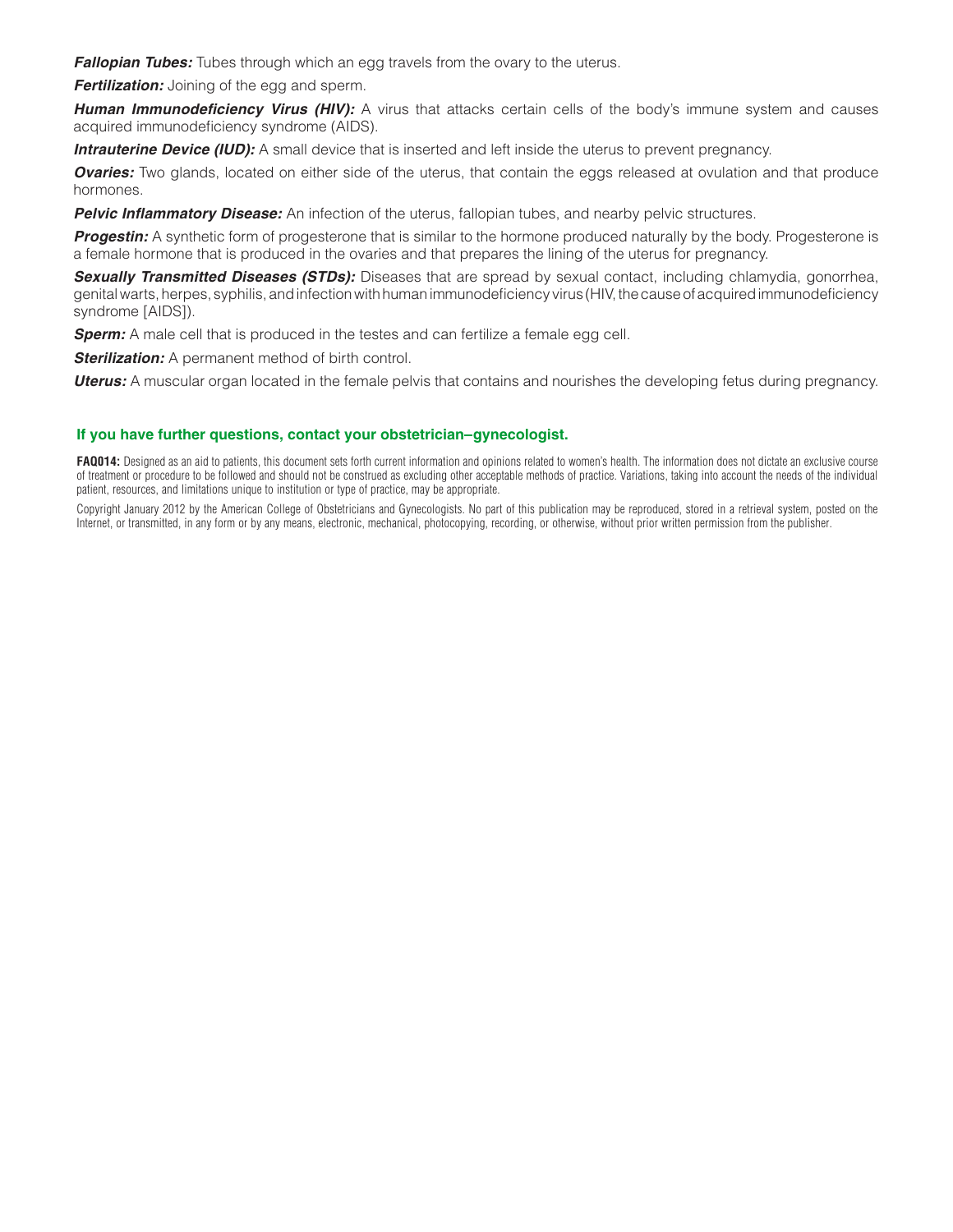***Fallopian Tubes:*** Tubes through which an egg travels from the ovary to the uterus.

***Fertilization:*** Joining of the egg and sperm.

***Human Immunodeficiency Virus (HIV):*** A virus that attacks certain cells of the body's immune system and causes acquired immunodeficiency syndrome (AIDS).

***Intrauterine Device (IUD):*** A small device that is inserted and left inside the uterus to prevent pregnancy.

***Ovaries:*** Two glands, located on either side of the uterus, that contain the eggs released at ovulation and that produce hormones.

***Pelvic Inflammatory Disease:*** An infection of the uterus, fallopian tubes, and nearby pelvic structures.

***Progestin:*** A synthetic form of progesterone that is similar to the hormone produced naturally by the body. Progesterone is a female hormone that is produced in the ovaries and that prepares the lining of the uterus for pregnancy.

***Sexually Transmitted Diseases (STDs):*** Diseases that are spread by sexual contact, including chlamydia, gonorrhea, genital warts, herpes, syphilis, and infection with human immunodeficiency virus (HIV, the cause of acquired immunodeficiency syndrome [AIDS]).

***Sperm:*** A male cell that is produced in the testes and can fertilize a female egg cell.

***Sterilization:*** A permanent method of birth control.

***Uterus:*** A muscular organ located in the female pelvis that contains and nourishes the developing fetus during pregnancy.

**If you have further questions, contact your obstetrician–gynecologist.**

**FAQ014:** Designed as an aid to patients, this document sets forth current information and opinions related to women's health. The information does not dictate an exclusive course of treatment or procedure to be followed and should not be construed as excluding other acceptable methods of practice. Variations, taking into account the needs of the individual patient, resources, and limitations unique to institution or type of practice, may be appropriate.

Copyright January 2012 by the American College of Obstetricians and Gynecologists. No part of this publication may be reproduced, stored in a retrieval system, posted on the Internet, or transmitted, in any form or by any means, electronic, mechanical, photocopying, recording, or otherwise, without prior written permission from the publisher.